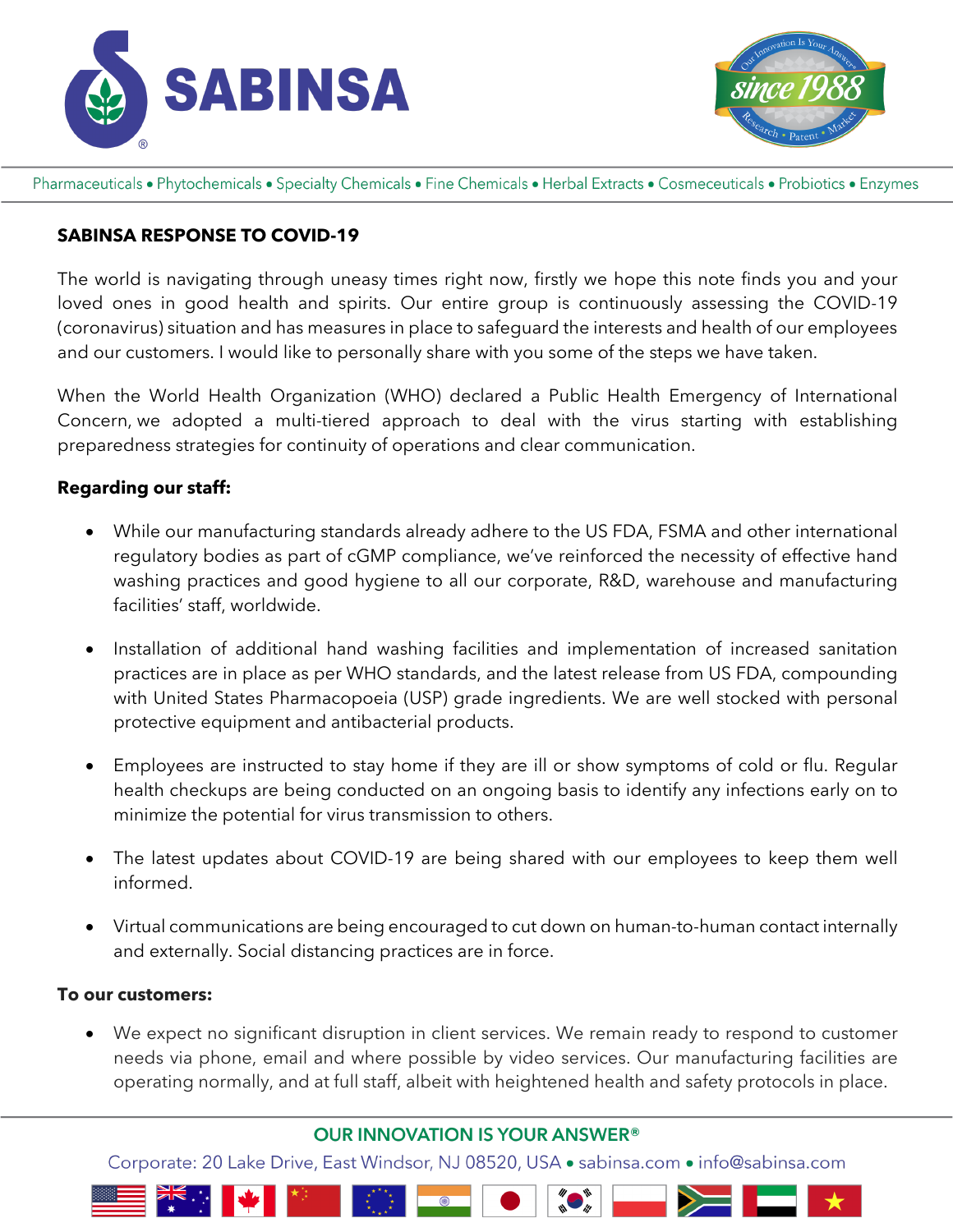# SABINSA

Pharmaceuticals • Phytochemicals • Specialty Chemicals • Fine Chemicals • Herbal Extracts • Cosmeceuticals • Probiotics • Enzymes

## SABINSA RESPONSE TO COVID-19

The world is navigating through uneasy times right now, firstly we hope this note finds you and your loved ones in good health and spirits. Our entire group is continuously assessing the COVID-19 (coronavirus) situation and has measures in place to safeguard the interests and health of our employees and our customers. I would like to personally share with you some of the steps we have taken.

When the World Health Organization (WHO) declared a Public Health Emergency of International Concern, we adopted a multi-tiered approach to deal with the virus starting with establishing preparedness strategies for continuity of operations and clear communication.

**Regarding our staff:**

- While our manufacturing standards already adhere to the US FDA, FSMA and other international regulatory bodies as part of cGMP compliance, we've reinforced the necessity of effective hand washing practices and good hygiene to all our corporate, R&D, warehouse and manufacturing facilities' staff, worldwide.
- Installation of additional hand washing facilities and implementation of increased sanitation practices are in place as per WHO standards, and the latest release from US FDA, compounding with United States Pharmacopoeia (USP) grade ingredients. We are well stocked with personal protective equipment and antibacterial products.
- Employees are instructed to stay home if they are ill or show symptoms of cold or flu. Regular health checkups are being conducted on an ongoing basis to identify any infections early on to minimize the potential for virus transmission to others.
- The latest updates about COVID-19 are being shared with our employees to keep them well informed.
- Virtual communications are being encouraged to cut down on human-to-human contact internally and externally. Social distancing practices are in force.

**To our customers:**

- We expect no significant disruption in client services. We remain ready to respond to customer needs via phone, email and where possible by video services. Our manufacturing facilities are operating normally, and at full staff, albeit with heightened health and safety protocols in place.

OUR INNOVATION IS YOUR ANSWER®

Corporate: 20 Lake Drive, East Windsor, NJ 08520, USA • sabinsa.com • info@sabinsa.com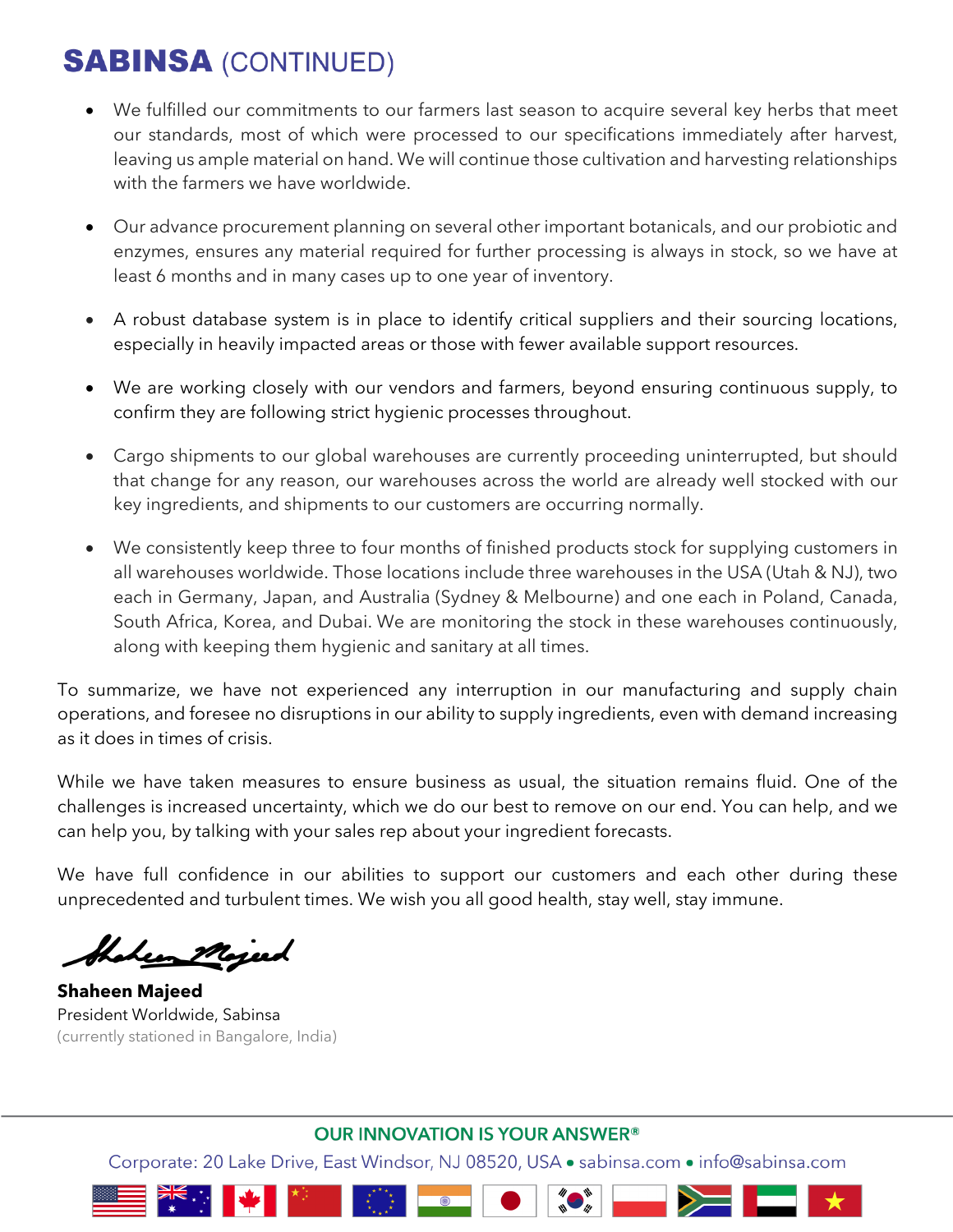# SABINSA (CONTINUED)

- We fulfilled our commitments to our farmers last season to acquire several key herbs that meet our standards, most of which were processed to our specifications immediately after harvest, leaving us ample material on hand. We will continue those cultivation and harvesting relationships with the farmers we have worldwide.

- Our advance procurement planning on several other important botanicals, and our probiotic and enzymes, ensures any material required for further processing is always in stock, so we have at least 6 months and in many cases up to one year of inventory.

- A robust database system is in place to identify critical suppliers and their sourcing locations, especially in heavily impacted areas or those with fewer available support resources.

- We are working closely with our vendors and farmers, beyond ensuring continuous supply, to confirm they are following strict hygienic processes throughout.

- Cargo shipments to our global warehouses are currently proceeding uninterrupted, but should that change for any reason, our warehouses across the world are already well stocked with our key ingredients, and shipments to our customers are occurring normally.

- We consistently keep three to four months of finished products stock for supplying customers in all warehouses worldwide. Those locations include three warehouses in the USA (Utah & NJ), two each in Germany, Japan, and Australia (Sydney & Melbourne) and one each in Poland, Canada, South Africa, Korea, and Dubai. We are monitoring the stock in these warehouses continuously, along with keeping them hygienic and sanitary at all times.

To summarize, we have not experienced any interruption in our manufacturing and supply chain operations, and foresee no disruptions in our ability to supply ingredients, even with demand increasing as it does in times of crisis.

While we have taken measures to ensure business as usual, the situation remains fluid. One of the challenges is increased uncertainty, which we do our best to remove on our end. You can help, and we can help you, by talking with your sales rep about your ingredient forecasts.

We have full confidence in our abilities to support our customers and each other during these unprecedented and turbulent times. We wish you all good health, stay well, stay immune.

**Shaheen Majeed**
President Worldwide, Sabinsa
(currently stationed in Bangalore, India)

OUR INNOVATION IS YOUR ANSWER®

Corporate: 20 Lake Drive, East Windsor, NJ 08520, USA • sabinsa.com • info@sabinsa.com